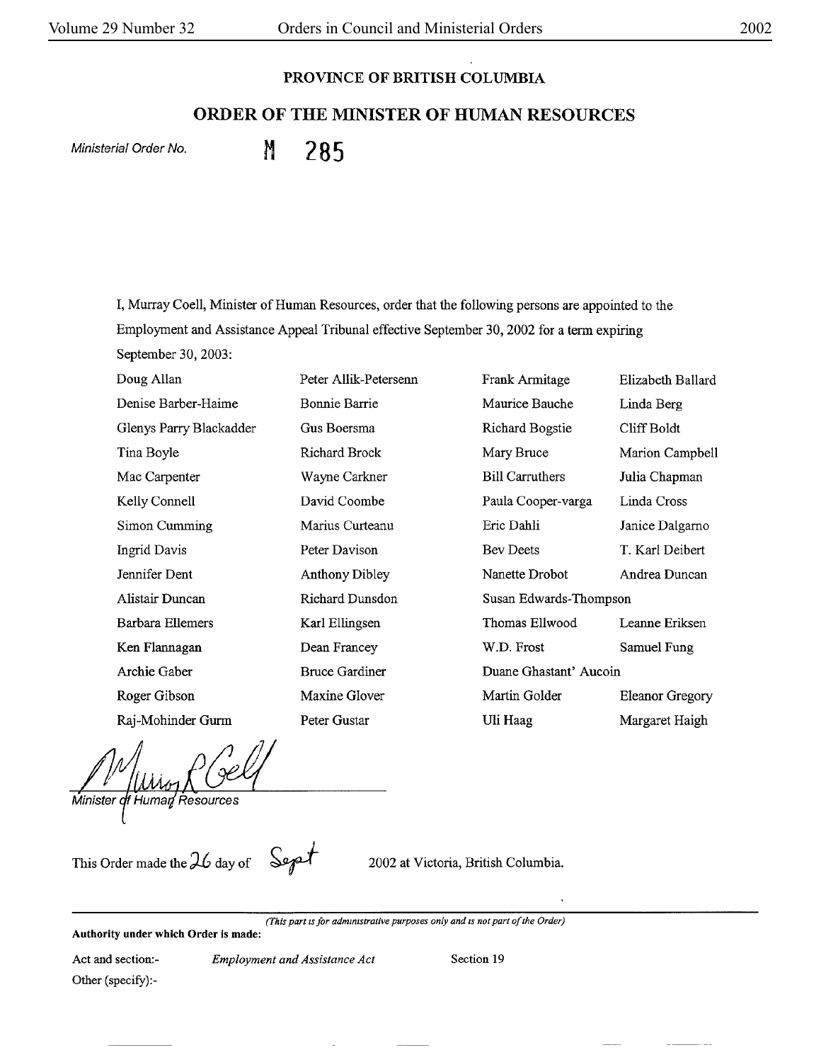# PROVINCE OF BRITISH COLUMBIA

## ORDER OF THE MINISTER OF HUMAN RESOURCES

*Ministerial Order No.* **M 285**

I, Murray Coell, Minister of Human Resources, order that the following persons are appointed to the Employment and Assistance Appeal Tribunal effective September 30, 2002 for a term expiring September 30, 2003:

| | | | |
|---|---|---|---|
| Doug Allan | Peter Allik-Petersenn | Frank Armitage | Elizabeth Ballard |
| Denise Barber-Haime | Bonnie Barrie | Maurice Bauche | Linda Berg |
| Glenys Parry Blackadder | Gus Boersma | Richard Bogstie | Cliff Boldt |
| Tina Boyle | Richard Brock | Mary Bruce | Marion Campbell |
| Mac Carpenter | Wayne Carkner | Bill Carruthers | Julia Chapman |
| Kelly Connell | David Coombe | Paula Cooper-varga | Linda Cross |
| Simon Cumming | Marius Curteanu | Eric Dahli | Janice Dalgarno |
| Ingrid Davis | Peter Davison | Bev Deets | T. Karl Deibert |
| Jennifer Dent | Anthony Dibley | Nanette Drobot | Andrea Duncan |
| Alistair Duncan | Richard Dunsdon | Susan Edwards-Thompson | |
| Barbara Ellemers | Karl Ellingsen | Thomas Ellwood | Leanne Eriksen |
| Ken Flannagan | Dean Francey | W.D. Frost | Samuel Fung |
| Archie Gaber | Bruce Gardiner | Duane Ghastant' Aucoin | |
| Roger Gibson | Maxine Glover | Martin Golder | Eleanor Gregory |
| Raj-Mohinder Gurm | Peter Gustar | Uli Haag | Margaret Haigh |

*Minister of Human Resources*

This Order made the 26 day of Sept 2002 at Victoria, British Columbia.

---

*(This part is for administrative purposes only and is not part of the Order)*

**Authority under which Order is made:**

Act and section:- *Employment and Assistance Act* Section 19

Other (specify):-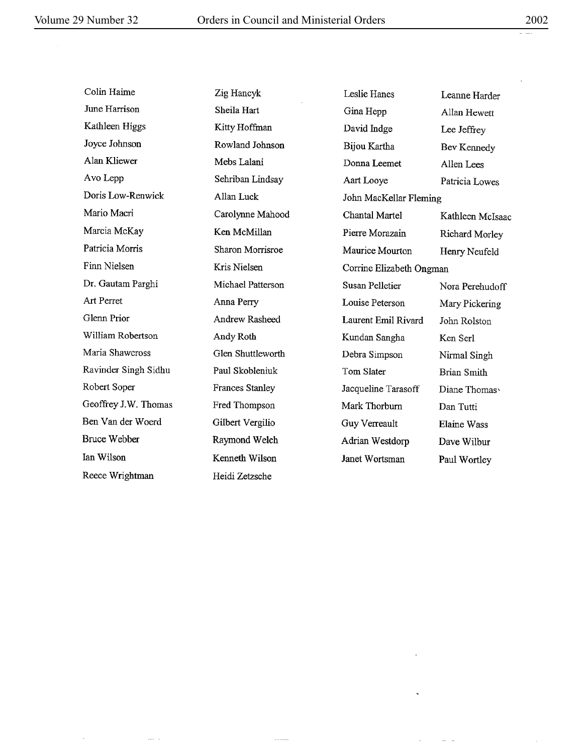Colin Haime
June Harrison
Kathleen Higgs
Joyce Johnson
Alan Kliewer
Avo Lepp
Doris Low-Renwick
Mario Macri
Marcia McKay
Patricia Morris
Finn Nielsen
Dr. Gautam Parghi
Art Perret
Glenn Prior
William Robertson
Maria Shawcross
Ravinder Singh Sidhu
Robert Soper
Geoffrey J.W. Thomas
Ben Van der Woerd
Bruce Webber
Ian Wilson
Reece Wrightman

Zig Hancyk
Sheila Hart
Kitty Hoffman
Rowland Johnson
Mebs Lalani
Sehriban Lindsay
Allan Luck
Carolynne Mahood
Ken McMillan
Sharon Morrisroe
Kris Nielsen
Michael Patterson
Anna Perry
Andrew Rasheed
Andy Roth
Glen Shuttleworth
Paul Skobleniuk
Frances Stanley
Fred Thompson
Gilbert Vergilio
Raymond Welch
Kenneth Wilson
Heidi Zetzsche

Leslie Hanes
Gina Hepp
David Indge
Bijou Kartha
Donna Leemet
Aart Looye
John MacKellar Fleming
Chantal Martel
Pierre Morazain
Maurice Mourton
Corrine Elizabeth Ongman
Susan Pelletier
Louise Peterson
Laurent Emil Rivard
Kundan Sangha
Debra Simpson
Tom Slater
Jacqueline Tarasoff
Mark Thorburn
Guy Verreault
Adrian Westdorp
Janet Wortsman

Leanne Harder
Allan Hewett
Lee Jeffrey
Bev Kennedy
Allen Lees
Patricia Lowes
Kathleen McIsaac
Richard Morley
Henry Neufeld
Nora Perehudoff
Mary Pickering
John Rolston
Ken Serl
Nirmal Singh
Brian Smith
Diane Thomas
Dan Tutti
Elaine Wass
Dave Wilbur
Paul Wortley